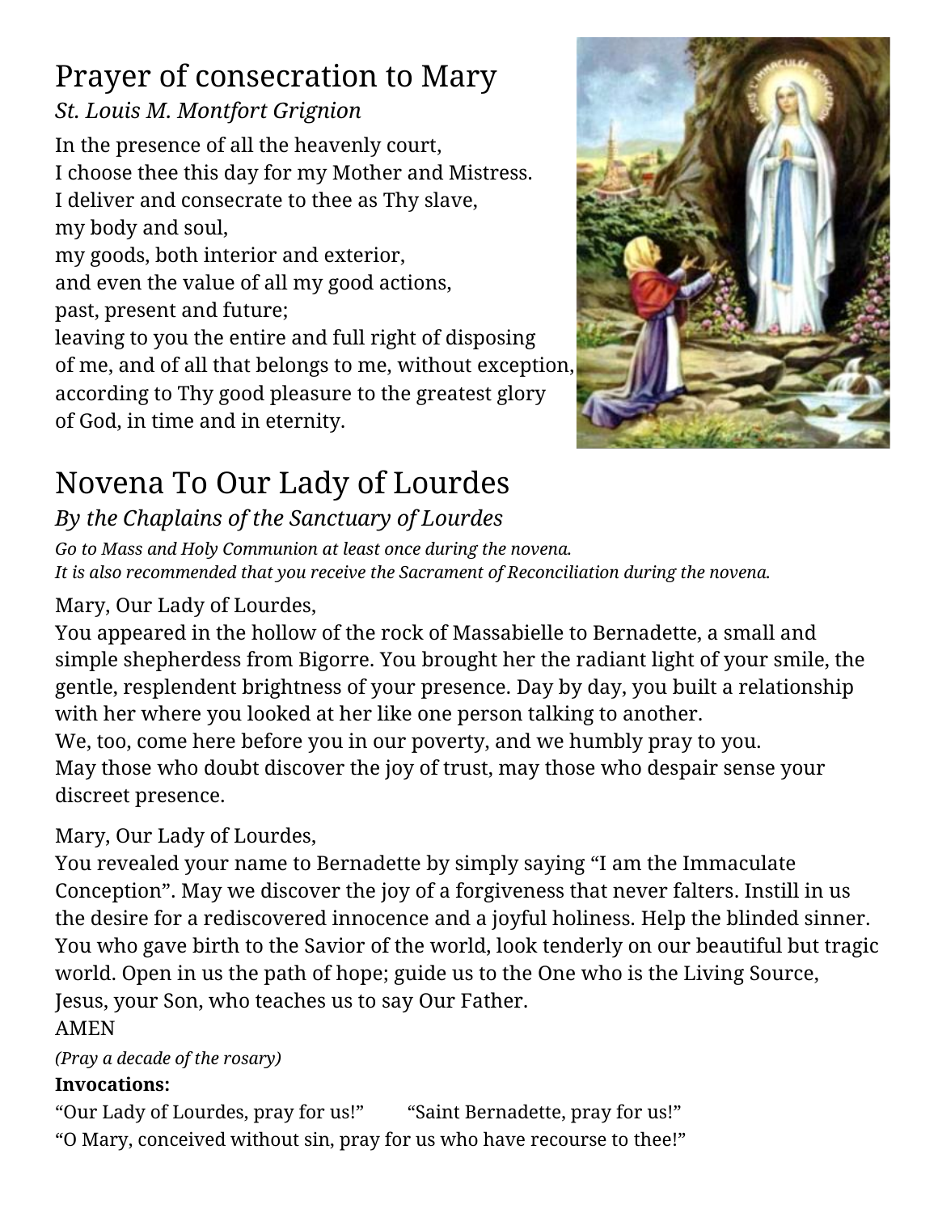## Prayer of consecration to Mary

*St. Louis M. Montfort Grignion*

In the presence of all the heavenly court,
I choose thee this day for my Mother and Mistress.
I deliver and consecrate to thee as Thy slave,
my body and soul,
my goods, both interior and exterior,
and even the value of all my good actions,
past, present and future;
leaving to you the entire and full right of disposing
of me, and of all that belongs to me, without exception,
according to Thy good pleasure to the greatest glory
of God, in time and in eternity.

## Novena To Our Lady of Lourdes

*By the Chaplains of the Sanctuary of Lourdes*

*Go to Mass and Holy Communion at least once during the novena.*
*It is also recommended that you receive the Sacrament of Reconciliation during the novena.*

Mary, Our Lady of Lourdes,
You appeared in the hollow of the rock of Massabielle to Bernadette, a small and simple shepherdess from Bigorre. You brought her the radiant light of your smile, the gentle, resplendent brightness of your presence. Day by day, you built a relationship with her where you looked at her like one person talking to another.
We, too, come here before you in our poverty, and we humbly pray to you.
May those who doubt discover the joy of trust, may those who despair sense your discreet presence.

Mary, Our Lady of Lourdes,
You revealed your name to Bernadette by simply saying "I am the Immaculate Conception". May we discover the joy of a forgiveness that never falters. Instill in us the desire for a rediscovered innocence and a joyful holiness. Help the blinded sinner. You who gave birth to the Savior of the world, look tenderly on our beautiful but tragic world. Open in us the path of hope; guide us to the One who is the Living Source, Jesus, your Son, who teaches us to say Our Father.
AMEN

*(Pray a decade of the rosary)*

**Invocations:**

"Our Lady of Lourdes, pray for us!" "Saint Bernadette, pray for us!"
"O Mary, conceived without sin, pray for us who have recourse to thee!"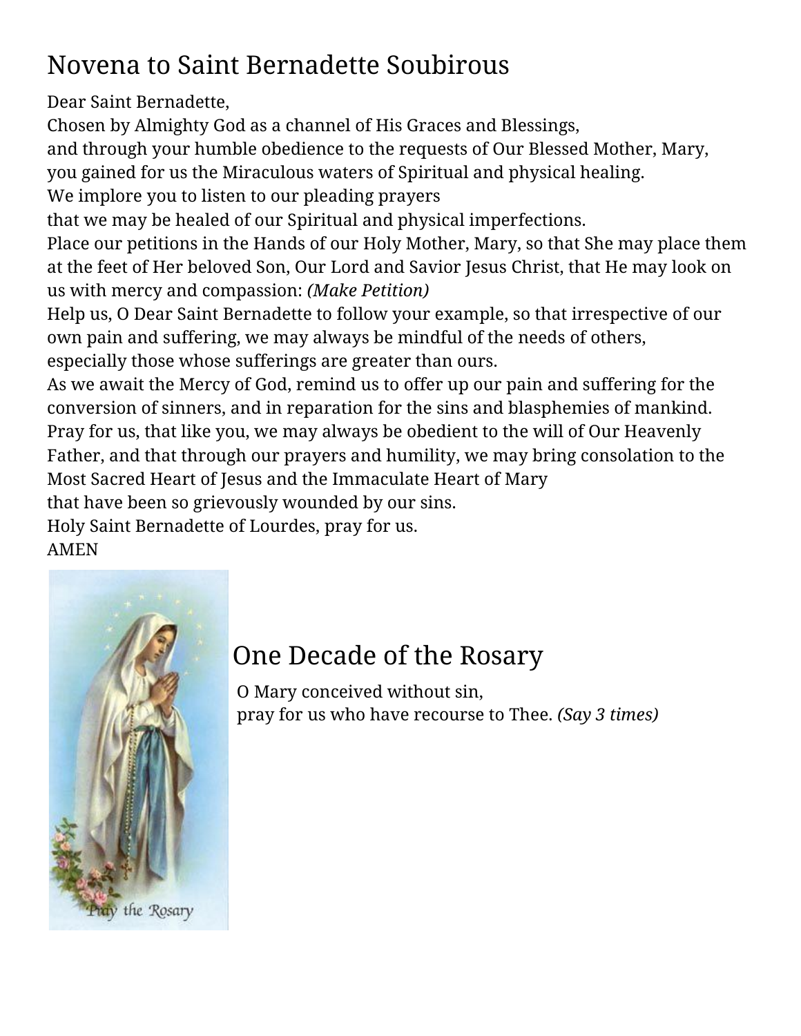# Novena to Saint Bernadette Soubirous

Dear Saint Bernadette,
Chosen by Almighty God as a channel of His Graces and Blessings,
and through your humble obedience to the requests of Our Blessed Mother, Mary,
you gained for us the Miraculous waters of Spiritual and physical healing.
We implore you to listen to our pleading prayers
that we may be healed of our Spiritual and physical imperfections.
Place our petitions in the Hands of our Holy Mother, Mary, so that She may place them at the feet of Her beloved Son, Our Lord and Savior Jesus Christ, that He may look on us with mercy and compassion: *(Make Petition)*
Help us, O Dear Saint Bernadette to follow your example, so that irrespective of our own pain and suffering, we may always be mindful of the needs of others, especially those whose sufferings are greater than ours.
As we await the Mercy of God, remind us to offer up our pain and suffering for the conversion of sinners, and in reparation for the sins and blasphemies of mankind.
Pray for us, that like you, we may always be obedient to the will of Our Heavenly Father, and that through our prayers and humility, we may bring consolation to the Most Sacred Heart of Jesus and the Immaculate Heart of Mary
that have been so grievously wounded by our sins.
Holy Saint Bernadette of Lourdes, pray for us.
AMEN

# One Decade of the Rosary

O Mary conceived without sin,
pray for us who have recourse to Thee. *(Say 3 times)*